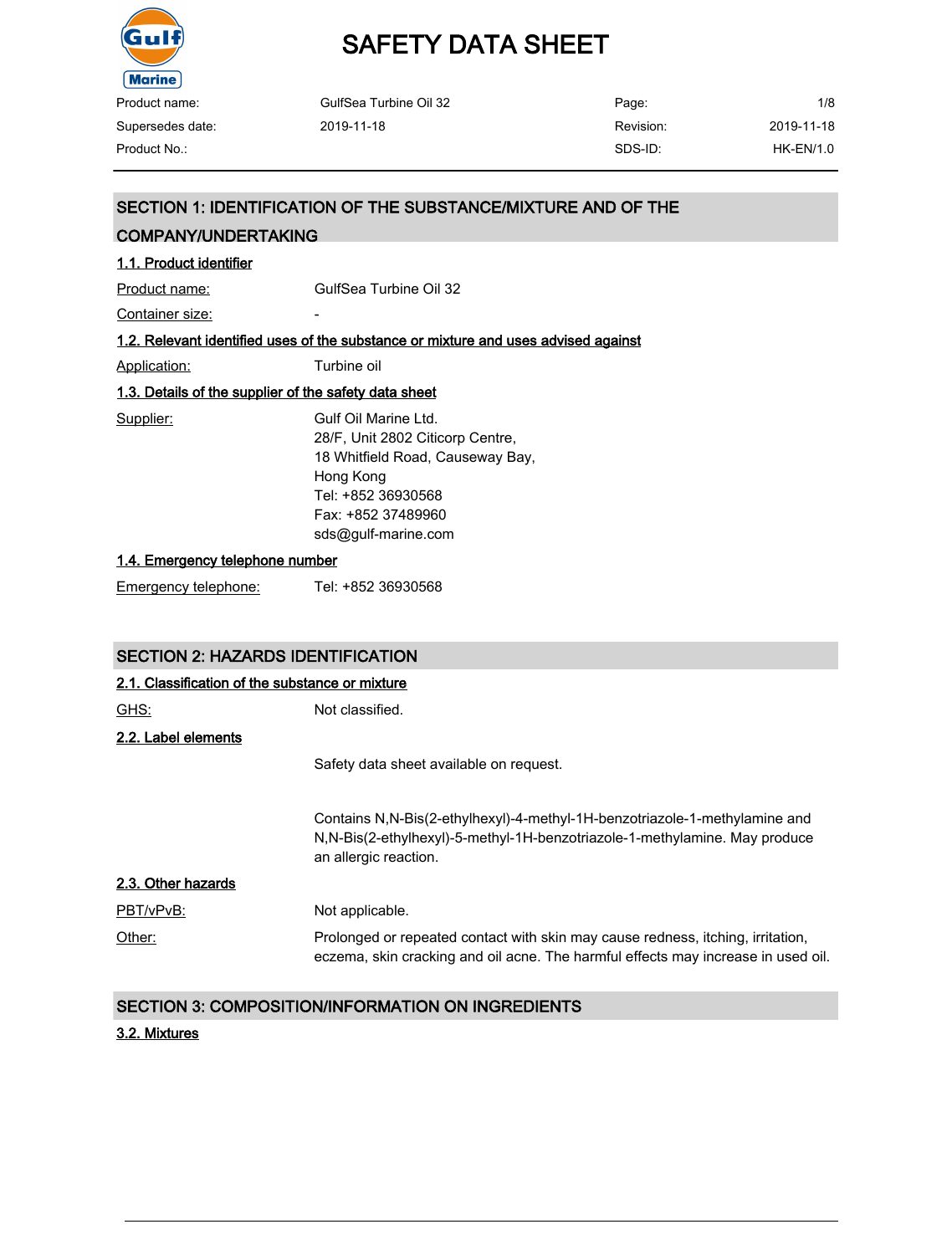# SAFETY DATA SHEET

| Product name: | GulfSea Turbine Oil 32 | Page: | 1/8 |
|---|---|---|---|
| Supersedes date: | 2019-11-18 | Revision: | 2019-11-18 |
| Product No.: | | SDS-ID: | HK-EN/1.0 |

## SECTION 1: IDENTIFICATION OF THE SUBSTANCE/MIXTURE AND OF THE COMPANY/UNDERTAKING

### 1.1. Product identifier

Product name: GulfSea Turbine Oil 32

Container size: -

### 1.2. Relevant identified uses of the substance or mixture and uses advised against

Application: Turbine oil

### 1.3. Details of the supplier of the safety data sheet

Supplier:
Gulf Oil Marine Ltd.
28/F, Unit 2802 Citicorp Centre,
18 Whitfield Road, Causeway Bay,
Hong Kong
Tel: +852 36930568
Fax: +852 37489960
sds@gulf-marine.com

### 1.4. Emergency telephone number

Emergency telephone: Tel: +852 36930568

## SECTION 2: HAZARDS IDENTIFICATION

### 2.1. Classification of the substance or mixture

GHS: Not classified.

### 2.2. Label elements

Safety data sheet available on request.

Contains N,N-Bis(2-ethylhexyl)-4-methyl-1H-benzotriazole-1-methylamine and N,N-Bis(2-ethylhexyl)-5-methyl-1H-benzotriazole-1-methylamine. May produce an allergic reaction.

### 2.3. Other hazards

PBT/vPvB: Not applicable.

Other: Prolonged or repeated contact with skin may cause redness, itching, irritation, eczema, skin cracking and oil acne. The harmful effects may increase in used oil.

## SECTION 3: COMPOSITION/INFORMATION ON INGREDIENTS

### 3.2. Mixtures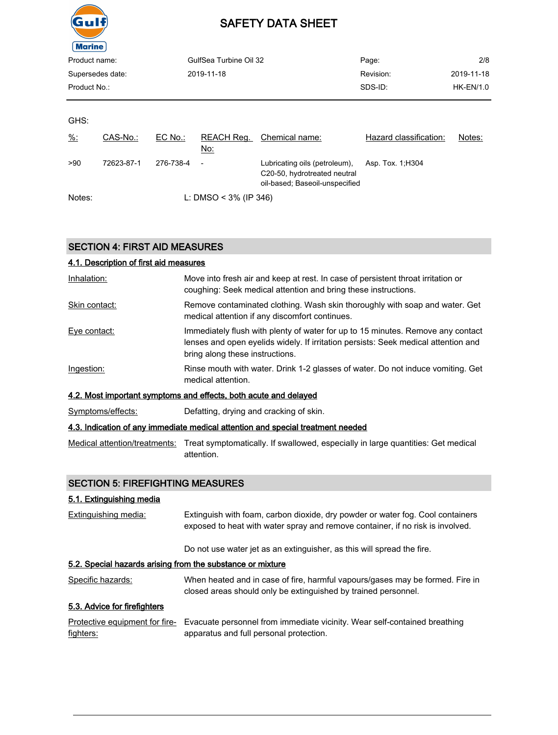GHS:

| %: | CAS-No.: | EC No.: | REACH Reg. No: | Chemical name: | Hazard classification: | Notes: |
|---|---|---|---|---|---|---|
| >90 | 72623-87-1 | 276-738-4 | - | Lubricating oils (petroleum), C20-50, hydrotreated neutral oil-based; Baseoil-unspecified | Asp. Tox. 1;H304 | |

Notes: L: DMSO < 3% (IP 346)

## SECTION 4: FIRST AID MEASURES

### 4.1. Description of first aid measures

**Inhalation:** Move into fresh air and keep at rest. In case of persistent throat irritation or coughing: Seek medical attention and bring these instructions.

**Skin contact:** Remove contaminated clothing. Wash skin thoroughly with soap and water. Get medical attention if any discomfort continues.

**Eye contact:** Immediately flush with plenty of water for up to 15 minutes. Remove any contact lenses and open eyelids widely. If irritation persists: Seek medical attention and bring along these instructions.

**Ingestion:** Rinse mouth with water. Drink 1-2 glasses of water. Do not induce vomiting. Get medical attention.

### 4.2. Most important symptoms and effects, both acute and delayed

**Symptoms/effects:** Defatting, drying and cracking of skin.

### 4.3. Indication of any immediate medical attention and special treatment needed

**Medical attention/treatments:** Treat symptomatically. If swallowed, especially in large quantities: Get medical attention.

## SECTION 5: FIREFIGHTING MEASURES

### 5.1. Extinguishing media

**Extinguishing media:** Extinguish with foam, carbon dioxide, dry powder or water fog. Cool containers exposed to heat with water spray and remove container, if no risk is involved.

Do not use water jet as an extinguisher, as this will spread the fire.

### 5.2. Special hazards arising from the substance or mixture

**Specific hazards:** When heated and in case of fire, harmful vapours/gases may be formed. Fire in closed areas should only be extinguished by trained personnel.

### 5.3. Advice for firefighters

**Protective equipment for fire-fighters:** Evacuate personnel from immediate vicinity. Wear self-contained breathing apparatus and full personal protection.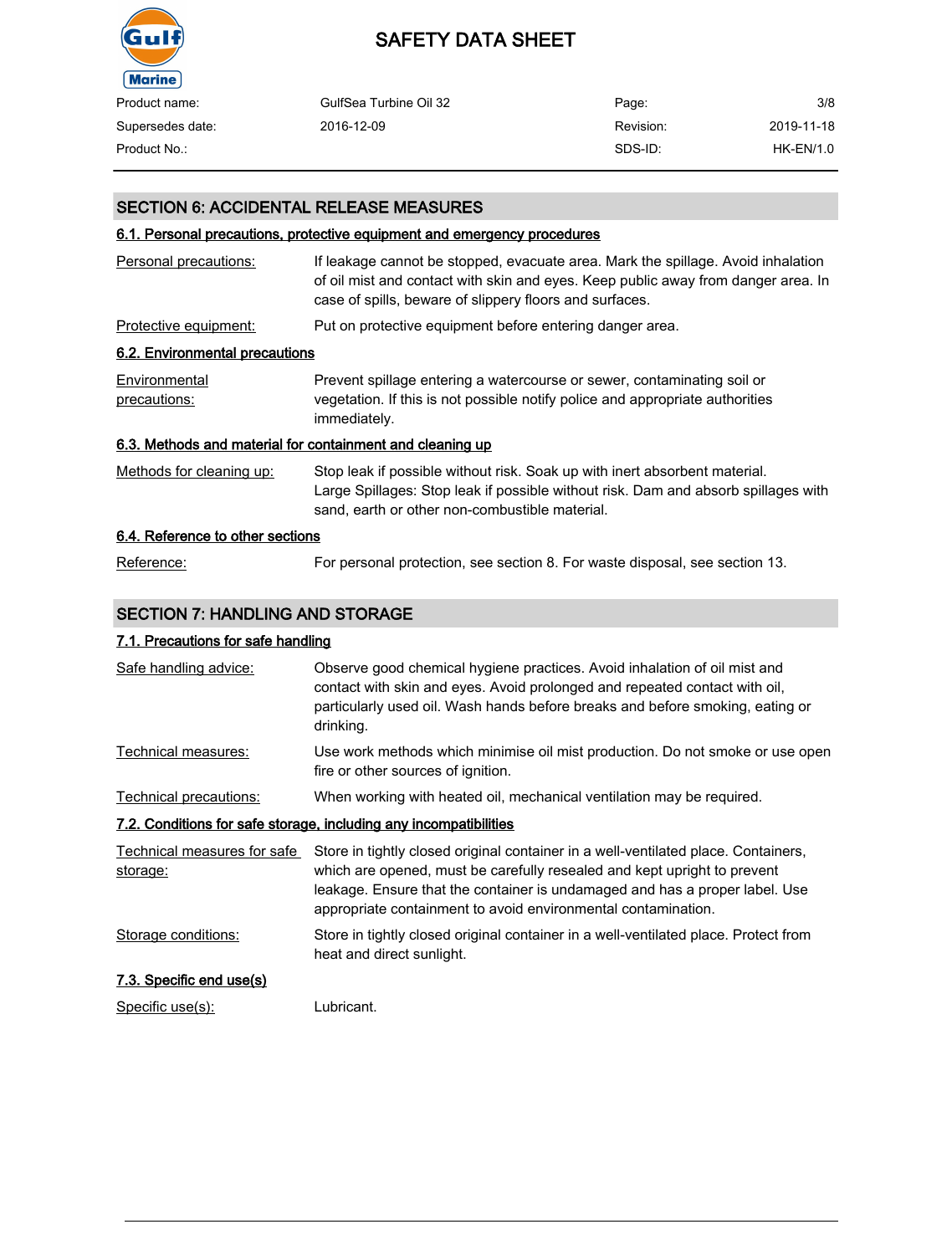## SECTION 6: ACCIDENTAL RELEASE MEASURES

### 6.1. Personal precautions, protective equipment and emergency procedures

| | |
|---|---|
| Personal precautions: | If leakage cannot be stopped, evacuate area. Mark the spillage. Avoid inhalation of oil mist and contact with skin and eyes. Keep public away from danger area. In case of spills, beware of slippery floors and surfaces. |
| Protective equipment: | Put on protective equipment before entering danger area. |

### 6.2. Environmental precautions

| | |
|---|---|
| Environmental precautions: | Prevent spillage entering a watercourse or sewer, contaminating soil or vegetation. If this is not possible notify police and appropriate authorities immediately. |

### 6.3. Methods and material for containment and cleaning up

| | |
|---|---|
| Methods for cleaning up: | Stop leak if possible without risk. Soak up with inert absorbent material. Large Spillages: Stop leak if possible without risk. Dam and absorb spillages with sand, earth or other non-combustible material. |

### 6.4. Reference to other sections

| | |
|---|---|
| Reference: | For personal protection, see section 8. For waste disposal, see section 13. |

## SECTION 7: HANDLING AND STORAGE

### 7.1. Precautions for safe handling

| | |
|---|---|
| Safe handling advice: | Observe good chemical hygiene practices. Avoid inhalation of oil mist and contact with skin and eyes. Avoid prolonged and repeated contact with oil, particularly used oil. Wash hands before breaks and before smoking, eating or drinking. |
| Technical measures: | Use work methods which minimise oil mist production. Do not smoke or use open fire or other sources of ignition. |
| Technical precautions: | When working with heated oil, mechanical ventilation may be required. |

### 7.2. Conditions for safe storage, including any incompatibilities

| | |
|---|---|
| Technical measures for safe storage: | Store in tightly closed original container in a well-ventilated place. Containers, which are opened, must be carefully resealed and kept upright to prevent leakage. Ensure that the container is undamaged and has a proper label. Use appropriate containment to avoid environmental contamination. |
| Storage conditions: | Store in tightly closed original container in a well-ventilated place. Protect from heat and direct sunlight. |

### 7.3. Specific end use(s)

| | |
|---|---|
| Specific use(s): | Lubricant. |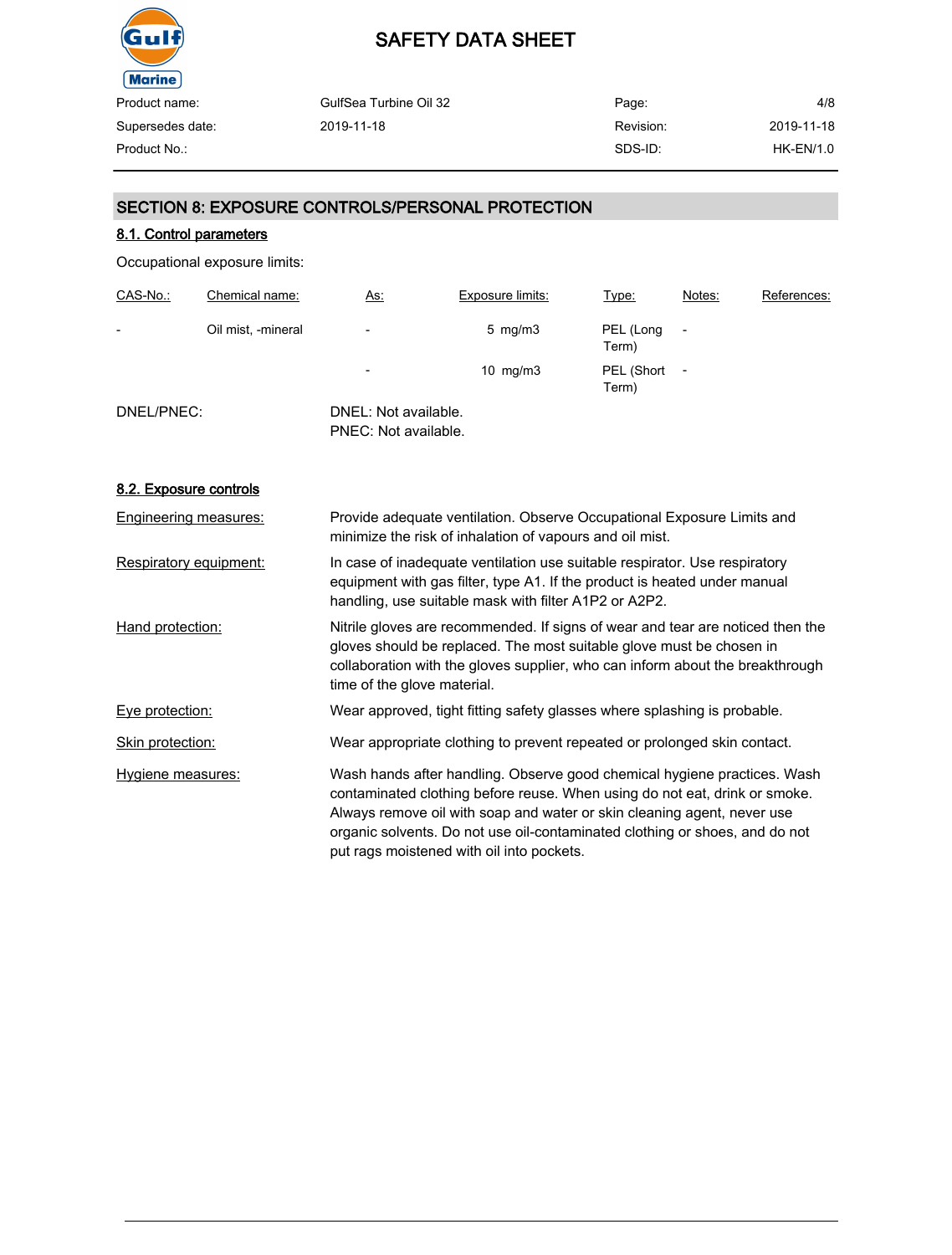## SECTION 8: EXPOSURE CONTROLS/PERSONAL PROTECTION

### 8.1. Control parameters

Occupational exposure limits:

| CAS-No.: | Chemical name: | As: | Exposure limits: | Type: | Notes: | References: |
|---|---|---|---|---|---|---|
| - | Oil mist, -mineral | - | 5 mg/m3 | PEL (Long Term) | - | |
| | | - | 10 mg/m3 | PEL (Short Term) | - | |

DNEL/PNEC:

DNEL: Not available.
PNEC: Not available.

### 8.2. Exposure controls

**Engineering measures:** Provide adequate ventilation. Observe Occupational Exposure Limits and minimize the risk of inhalation of vapours and oil mist.

**Respiratory equipment:** In case of inadequate ventilation use suitable respirator. Use respiratory equipment with gas filter, type A1. If the product is heated under manual handling, use suitable mask with filter A1P2 or A2P2.

**Hand protection:** Nitrile gloves are recommended. If signs of wear and tear are noticed then the gloves should be replaced. The most suitable glove must be chosen in collaboration with the gloves supplier, who can inform about the breakthrough time of the glove material.

**Eye protection:** Wear approved, tight fitting safety glasses where splashing is probable.

**Skin protection:** Wear appropriate clothing to prevent repeated or prolonged skin contact.

**Hygiene measures:** Wash hands after handling. Observe good chemical hygiene practices. Wash contaminated clothing before reuse. When using do not eat, drink or smoke. Always remove oil with soap and water or skin cleaning agent, never use organic solvents. Do not use oil-contaminated clothing or shoes, and do not put rags moistened with oil into pockets.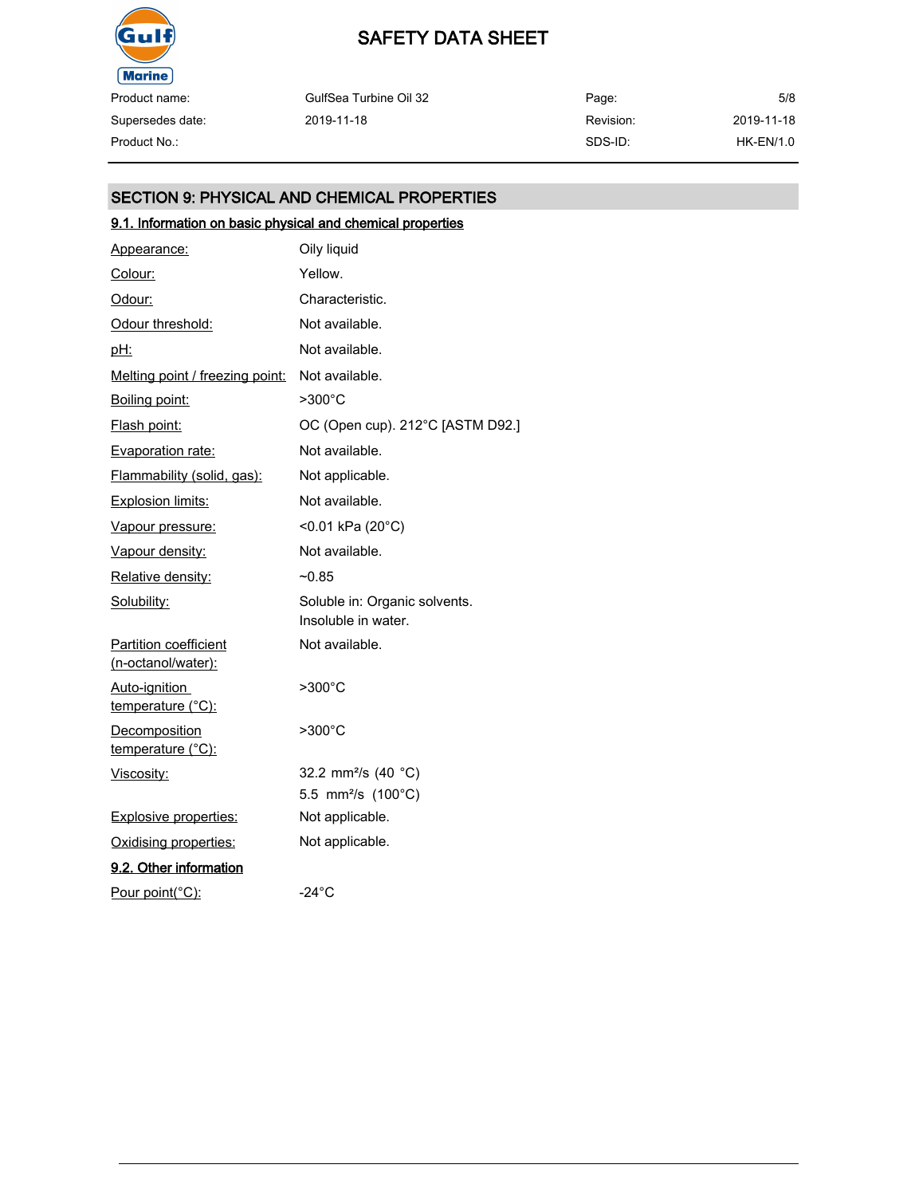## SECTION 9: PHYSICAL AND CHEMICAL PROPERTIES

### 9.1. Information on basic physical and chemical properties

| Property | Value |
|---|---|
| Appearance: | Oily liquid |
| Colour: | Yellow. |
| Odour: | Characteristic. |
| Odour threshold: | Not available. |
| pH: | Not available. |
| Melting point / freezing point: | Not available. |
| Boiling point: | >300°C |
| Flash point: | OC (Open cup). 212°C [ASTM D92.] |
| Evaporation rate: | Not available. |
| Flammability (solid, gas): | Not applicable. |
| Explosion limits: | Not available. |
| Vapour pressure: | <0.01 kPa (20°C) |
| Vapour density: | Not available. |
| Relative density: | ~0.85 |
| Solubility: | Soluble in: Organic solvents.<br>Insoluble in water. |
| Partition coefficient (n-octanol/water): | Not available. |
| Auto-ignition temperature (°C): | >300°C |
| Decomposition temperature (°C): | >300°C |
| Viscosity: | 32.2 $mm^2/s$ (40 °C)<br>5.5 $mm^2/s$ (100°C) |
| Explosive properties: | Not applicable. |
| Oxidising properties: | Not applicable. |

### 9.2. Other information

| Property | Value |
|---|---|
| Pour point(°C): | -24°C |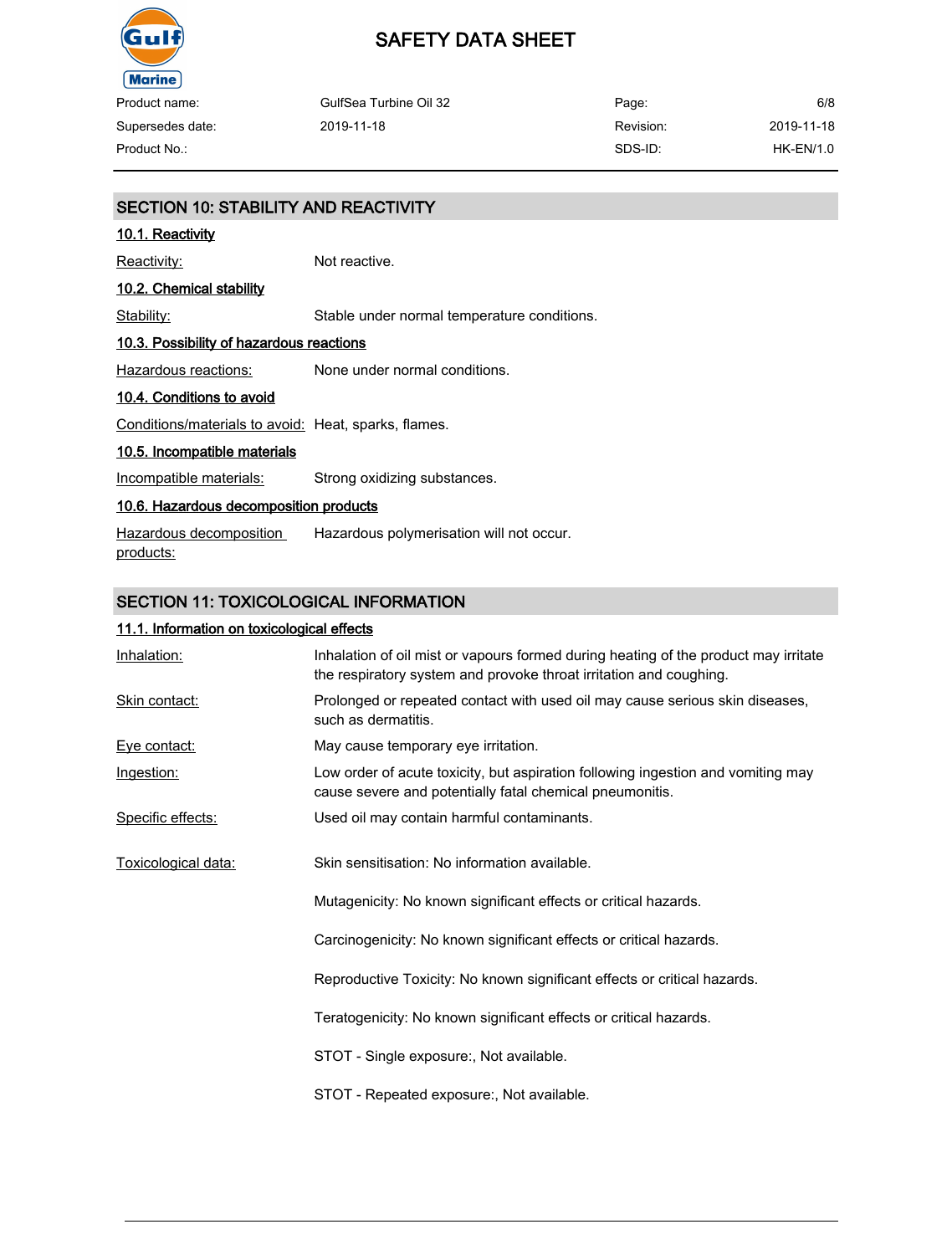## SECTION 10: STABILITY AND REACTIVITY

### 10.1. Reactivity

Reactivity: Not reactive.

### 10.2. Chemical stability

Stability: Stable under normal temperature conditions.

### 10.3. Possibility of hazardous reactions

Hazardous reactions: None under normal conditions.

### 10.4. Conditions to avoid

Conditions/materials to avoid: Heat, sparks, flames.

### 10.5. Incompatible materials

Incompatible materials: Strong oxidizing substances.

### 10.6. Hazardous decomposition products

Hazardous decomposition products: Hazardous polymerisation will not occur.

## SECTION 11: TOXICOLOGICAL INFORMATION

### 11.1. Information on toxicological effects

Inhalation: Inhalation of oil mist or vapours formed during heating of the product may irritate the respiratory system and provoke throat irritation and coughing.

Skin contact: Prolonged or repeated contact with used oil may cause serious skin diseases, such as dermatitis.

Eye contact: May cause temporary eye irritation.

Ingestion: Low order of acute toxicity, but aspiration following ingestion and vomiting may cause severe and potentially fatal chemical pneumonitis.

Specific effects: Used oil may contain harmful contaminants.

Toxicological data: Skin sensitisation: No information available.

Mutagenicity: No known significant effects or critical hazards.

Carcinogenicity: No known significant effects or critical hazards.

Reproductive Toxicity: No known significant effects or critical hazards.

Teratogenicity: No known significant effects or critical hazards.

STOT - Single exposure:, Not available.

STOT - Repeated exposure:, Not available.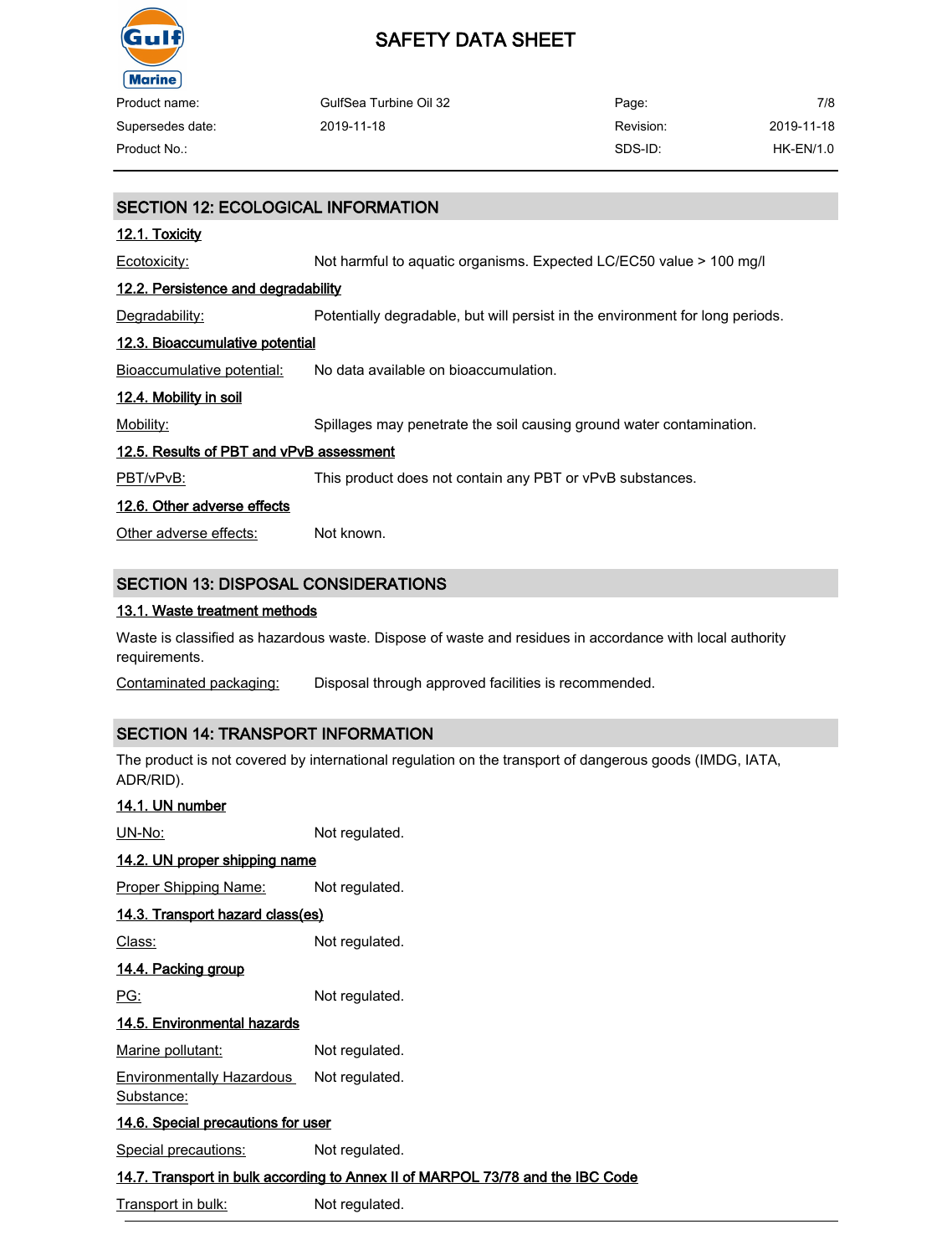## SECTION 12: ECOLOGICAL INFORMATION

### 12.1. Toxicity

Ecotoxicity: Not harmful to aquatic organisms. Expected LC/EC50 value > 100 mg/l

### 12.2. Persistence and degradability

Degradability: Potentially degradable, but will persist in the environment for long periods.

### 12.3. Bioaccumulative potential

Bioaccumulative potential: No data available on bioaccumulation.

### 12.4. Mobility in soil

Mobility: Spillages may penetrate the soil causing ground water contamination.

### 12.5. Results of PBT and vPvB assessment

PBT/vPvB: This product does not contain any PBT or vPvB substances.

### 12.6. Other adverse effects

Other adverse effects: Not known.

## SECTION 13: DISPOSAL CONSIDERATIONS

### 13.1. Waste treatment methods

Waste is classified as hazardous waste. Dispose of waste and residues in accordance with local authority requirements.

Contaminated packaging: Disposal through approved facilities is recommended.

## SECTION 14: TRANSPORT INFORMATION

The product is not covered by international regulation on the transport of dangerous goods (IMDG, IATA, ADR/RID).

### 14.1. UN number

UN-No: Not regulated.

### 14.2. UN proper shipping name

Proper Shipping Name: Not regulated.

### 14.3. Transport hazard class(es)

Class: Not regulated.

### 14.4. Packing group

PG: Not regulated.

### 14.5. Environmental hazards

Marine pollutant: Not regulated.

Environmentally Hazardous Substance: Not regulated.

### 14.6. Special precautions for user

Special precautions: Not regulated.

### 14.7. Transport in bulk according to Annex II of MARPOL 73/78 and the IBC Code

Transport in bulk: Not regulated.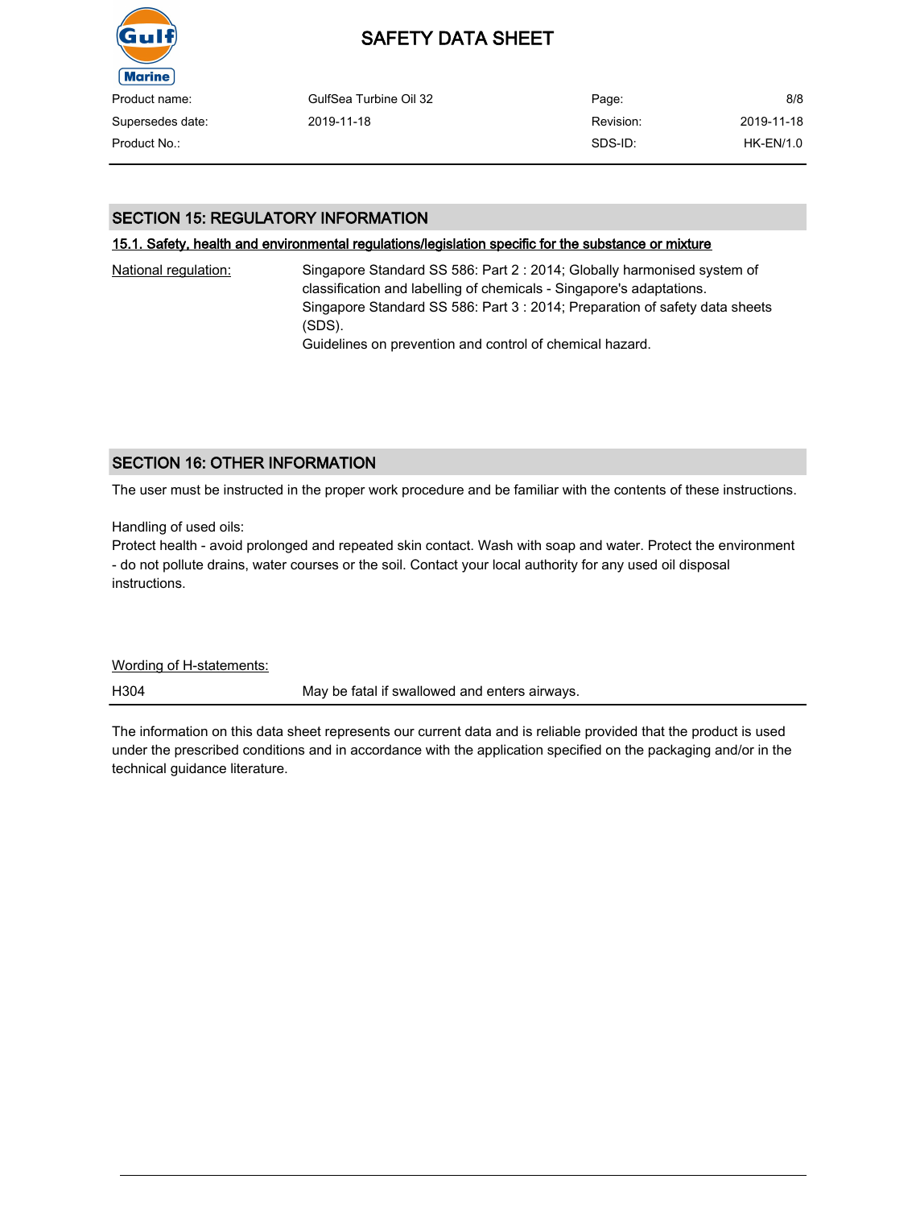## SECTION 15: REGULATORY INFORMATION

### 15.1. Safety, health and environmental regulations/legislation specific for the substance or mixture

| | |
|---|---|
| National regulation: | Singapore Standard SS 586: Part 2 : 2014; Globally harmonised system of classification and labelling of chemicals - Singapore's adaptations.<br>Singapore Standard SS 586: Part 3 : 2014; Preparation of safety data sheets (SDS).<br>Guidelines on prevention and control of chemical hazard. |

## SECTION 16: OTHER INFORMATION

The user must be instructed in the proper work procedure and be familiar with the contents of these instructions.

Handling of used oils:
Protect health - avoid prolonged and repeated skin contact. Wash with soap and water. Protect the environment - do not pollute drains, water courses or the soil. Contact your local authority for any used oil disposal instructions.

Wording of H-statements:

| | |
|---|---|
| H304 | May be fatal if swallowed and enters airways. |

The information on this data sheet represents our current data and is reliable provided that the product is used under the prescribed conditions and in accordance with the application specified on the packaging and/or in the technical guidance literature.